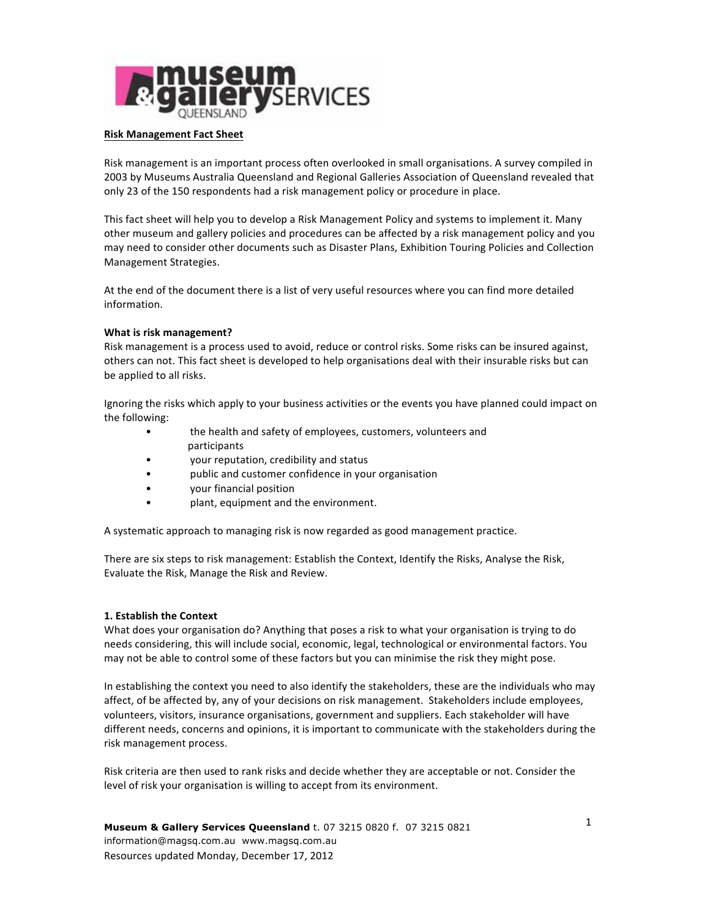**Risk Management Fact Sheet**

Risk management is an important process often overlooked in small organisations. A survey compiled in 2003 by Museums Australia Queensland and Regional Galleries Association of Queensland revealed that only 23 of the 150 respondents had a risk management policy or procedure in place.

This fact sheet will help you to develop a Risk Management Policy and systems to implement it. Many other museum and gallery policies and procedures can be affected by a risk management policy and you may need to consider other documents such as Disaster Plans, Exhibition Touring Policies and Collection Management Strategies.

At the end of the document there is a list of very useful resources where you can find more detailed information.

**What is risk management?**

Risk management is a process used to avoid, reduce or control risks. Some risks can be insured against, others can not. This fact sheet is developed to help organisations deal with their insurable risks but can be applied to all risks.

Ignoring the risks which apply to your business activities or the events you have planned could impact on the following:

- the health and safety of employees, customers, volunteers and participants
- your reputation, credibility and status
- public and customer confidence in your organisation
- your financial position
- plant, equipment and the environment.

A systematic approach to managing risk is now regarded as good management practice.

There are six steps to risk management: Establish the Context, Identify the Risks, Analyse the Risk, Evaluate the Risk, Manage the Risk and Review.

**1. Establish the Context**

What does your organisation do? Anything that poses a risk to what your organisation is trying to do needs considering, this will include social, economic, legal, technological or environmental factors. You may not be able to control some of these factors but you can minimise the risk they might pose.

In establishing the context you need to also identify the stakeholders, these are the individuals who may affect, of be affected by, any of your decisions on risk management. Stakeholders include employees, volunteers, visitors, insurance organisations, government and suppliers. Each stakeholder will have different needs, concerns and opinions, it is important to communicate with the stakeholders during the risk management process.

Risk criteria are then used to rank risks and decide whether they are acceptable or not. Consider the level of risk your organisation is willing to accept from its environment.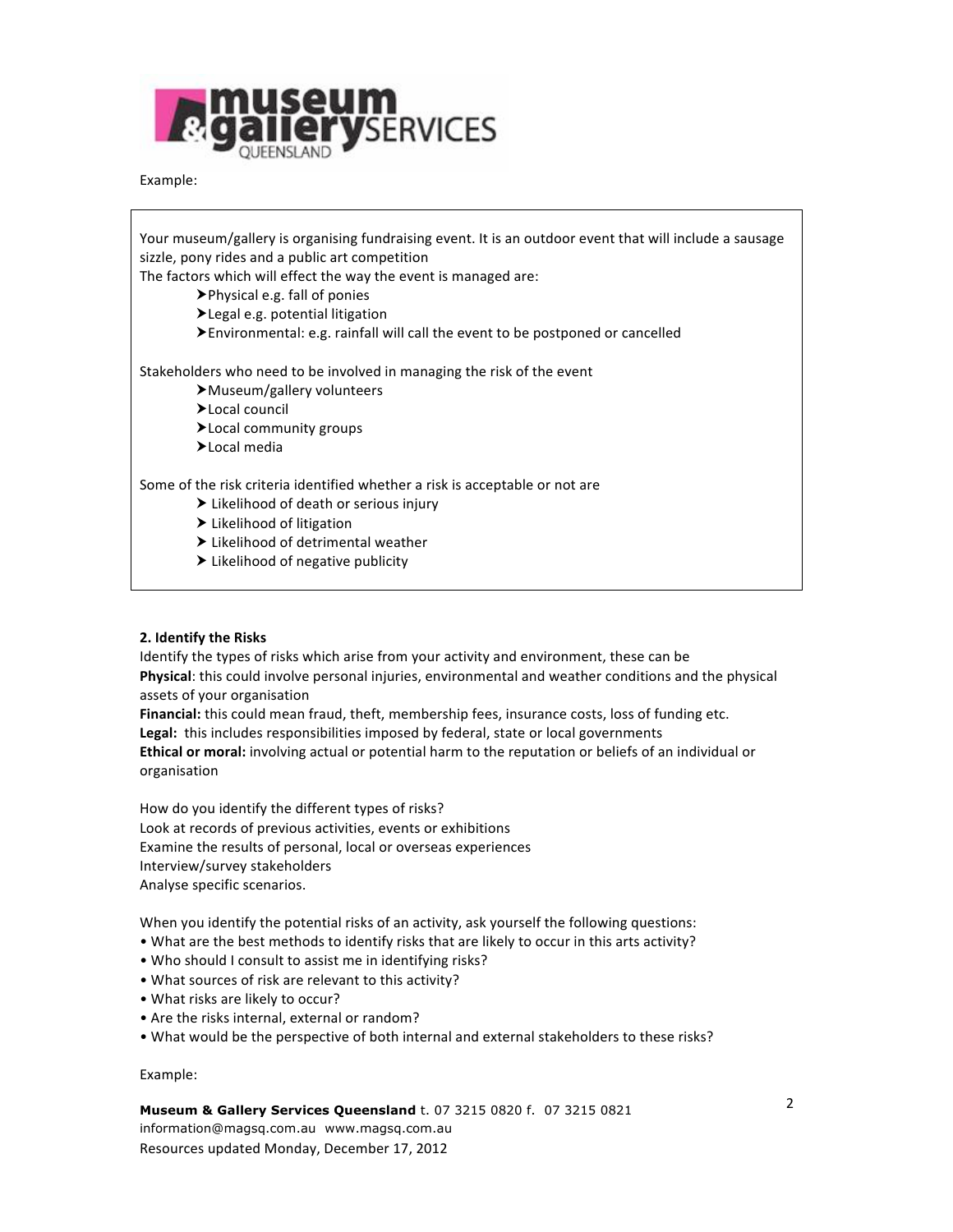Example:

> Your museum/gallery is organising fundraising event. It is an outdoor event that will include a sausage sizzle, pony rides and a public art competition
> The factors which will effect the way the event is managed are:
>
> - Physical e.g. fall of ponies
> - Legal e.g. potential litigation
> - Environmental: e.g. rainfall will call the event to be postponed or cancelled
>
> Stakeholders who need to be involved in managing the risk of the event
>
> - Museum/gallery volunteers
> - Local council
> - Local community groups
> - Local media
>
> Some of the risk criteria identified whether a risk is acceptable or not are
>
> - Likelihood of death or serious injury
> - Likelihood of litigation
> - Likelihood of detrimental weather
> - Likelihood of negative publicity

**2. Identify the Risks**

Identify the types of risks which arise from your activity and environment, these can be
**Physical**: this could involve personal injuries, environmental and weather conditions and the physical assets of your organisation
**Financial:** this could mean fraud, theft, membership fees, insurance costs, loss of funding etc.
**Legal:** this includes responsibilities imposed by federal, state or local governments
**Ethical or moral:** involving actual or potential harm to the reputation or beliefs of an individual or organisation

How do you identify the different types of risks?
Look at records of previous activities, events or exhibitions
Examine the results of personal, local or overseas experiences
Interview/survey stakeholders
Analyse specific scenarios.

When you identify the potential risks of an activity, ask yourself the following questions:

- What are the best methods to identify risks that are likely to occur in this arts activity?
- Who should I consult to assist me in identifying risks?
- What sources of risk are relevant to this activity?
- What risks are likely to occur?
- Are the risks internal, external or random?
- What would be the perspective of both internal and external stakeholders to these risks?

Example: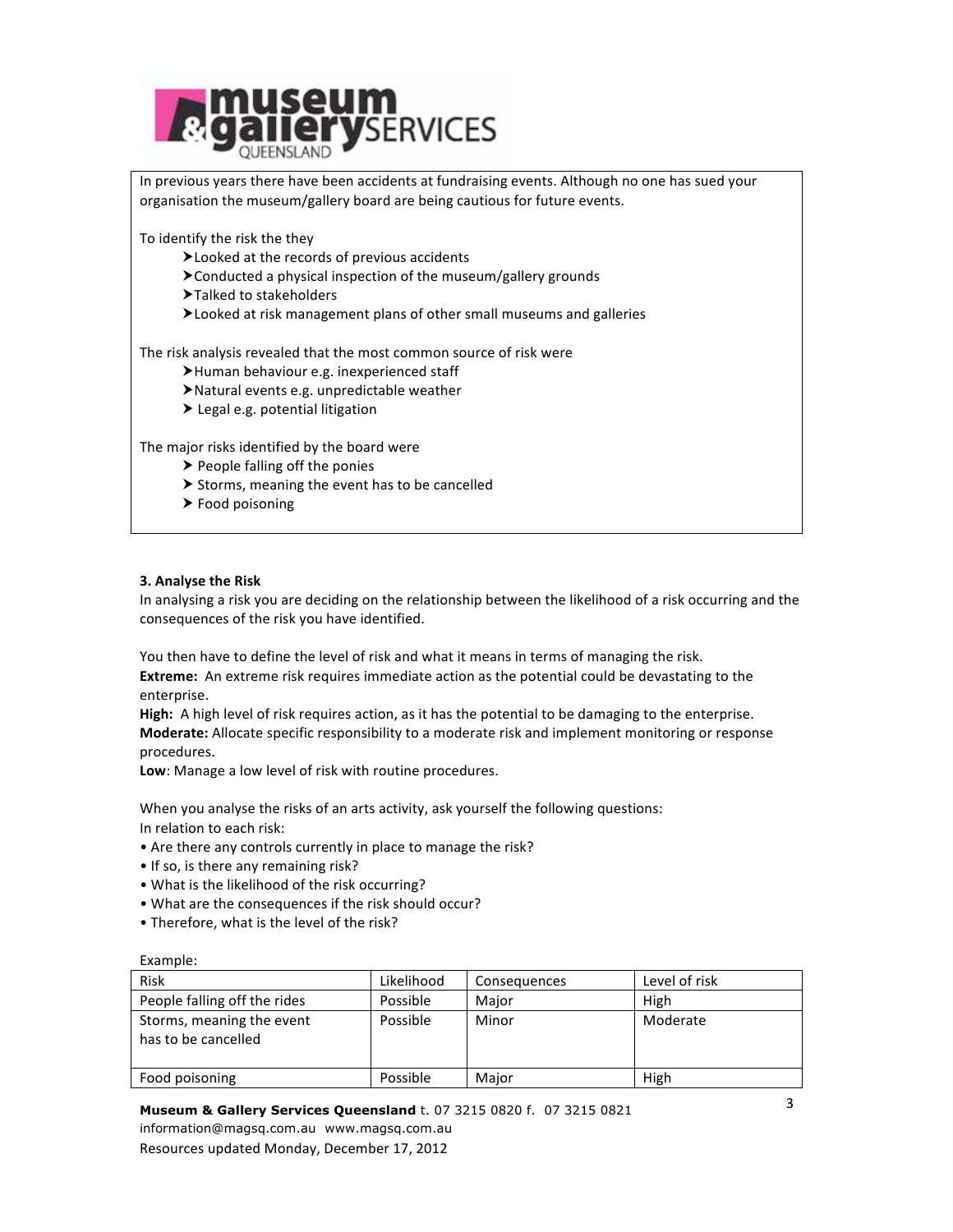In previous years there have been accidents at fundraising events. Although no one has sued your organisation the museum/gallery board are being cautious for future events.

To identify the risk the they

- Looked at the records of previous accidents
- Conducted a physical inspection of the museum/gallery grounds
- Talked to stakeholders
- Looked at risk management plans of other small museums and galleries

The risk analysis revealed that the most common source of risk were

- Human behaviour e.g. inexperienced staff
- Natural events e.g. unpredictable weather
- Legal e.g. potential litigation

The major risks identified by the board were

- People falling off the ponies
- Storms, meaning the event has to be cancelled
- Food poisoning

**3. Analyse the Risk**

In analysing a risk you are deciding on the relationship between the likelihood of a risk occurring and the consequences of the risk you have identified.

You then have to define the level of risk and what it means in terms of managing the risk.
**Extreme:** An extreme risk requires immediate action as the potential could be devastating to the enterprise.
**High:** A high level of risk requires action, as it has the potential to be damaging to the enterprise.
**Moderate:** Allocate specific responsibility to a moderate risk and implement monitoring or response procedures.
**Low**: Manage a low level of risk with routine procedures.

When you analyse the risks of an arts activity, ask yourself the following questions:
In relation to each risk:

- Are there any controls currently in place to manage the risk?
- If so, is there any remaining risk?
- What is the likelihood of the risk occurring?
- What are the consequences if the risk should occur?
- Therefore, what is the level of the risk?

Example:

| Risk | Likelihood | Consequences | Level of risk |
|---|---|---|---|
| People falling off the rides | Possible | Major | High |
| Storms, meaning the event has to be cancelled | Possible | Minor | Moderate |
| Food poisoning | Possible | Major | High |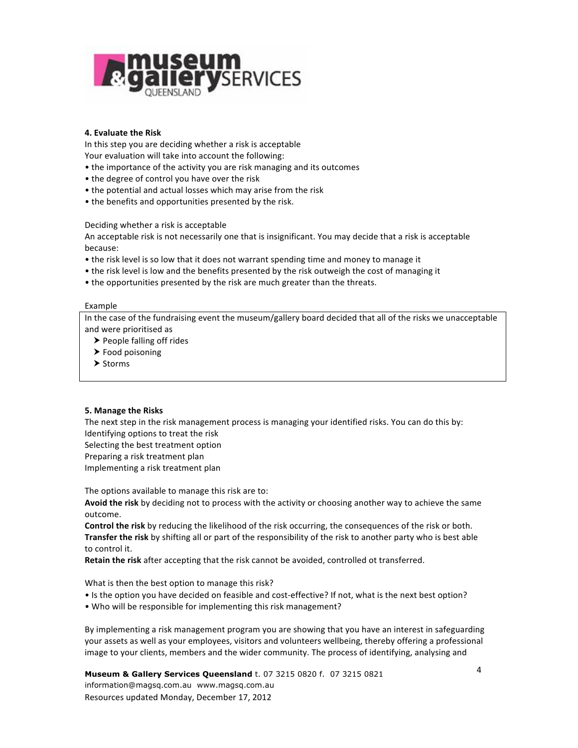### 4. Evaluate the Risk

In this step you are deciding whether a risk is acceptable

Your evaluation will take into account the following:

- the importance of the activity you are risk managing and its outcomes
- the degree of control you have over the risk
- the potential and actual losses which may arise from the risk
- the benefits and opportunities presented by the risk.

Deciding whether a risk is acceptable

An acceptable risk is not necessarily one that is insignificant. You may decide that a risk is acceptable because:

- the risk level is so low that it does not warrant spending time and money to manage it
- the risk level is low and the benefits presented by the risk outweigh the cost of managing it
- the opportunities presented by the risk are much greater than the threats.

Example

> In the case of the fundraising event the museum/gallery board decided that all of the risks we unacceptable and were prioritised as
>
> - People falling off rides
> - Food poisoning
> - Storms

### 5. Manage the Risks

The next step in the risk management process is managing your identified risks. You can do this by:

Identifying options to treat the risk

Selecting the best treatment option

Preparing a risk treatment plan

Implementing a risk treatment plan

The options available to manage this risk are to:

**Avoid the risk** by deciding not to process with the activity or choosing another way to achieve the same outcome.

**Control the risk** by reducing the likelihood of the risk occurring, the consequences of the risk or both.

**Transfer the risk** by shifting all or part of the responsibility of the risk to another party who is best able to control it.

**Retain the risk** after accepting that the risk cannot be avoided, controlled ot transferred.

What is then the best option to manage this risk?

- Is the option you have decided on feasible and cost-effective? If not, what is the next best option?
- Who will be responsible for implementing this risk management?

By implementing a risk management program you are showing that you have an interest in safeguarding your assets as well as your employees, visitors and volunteers wellbeing, thereby offering a professional image to your clients, members and the wider community. The process of identifying, analysing and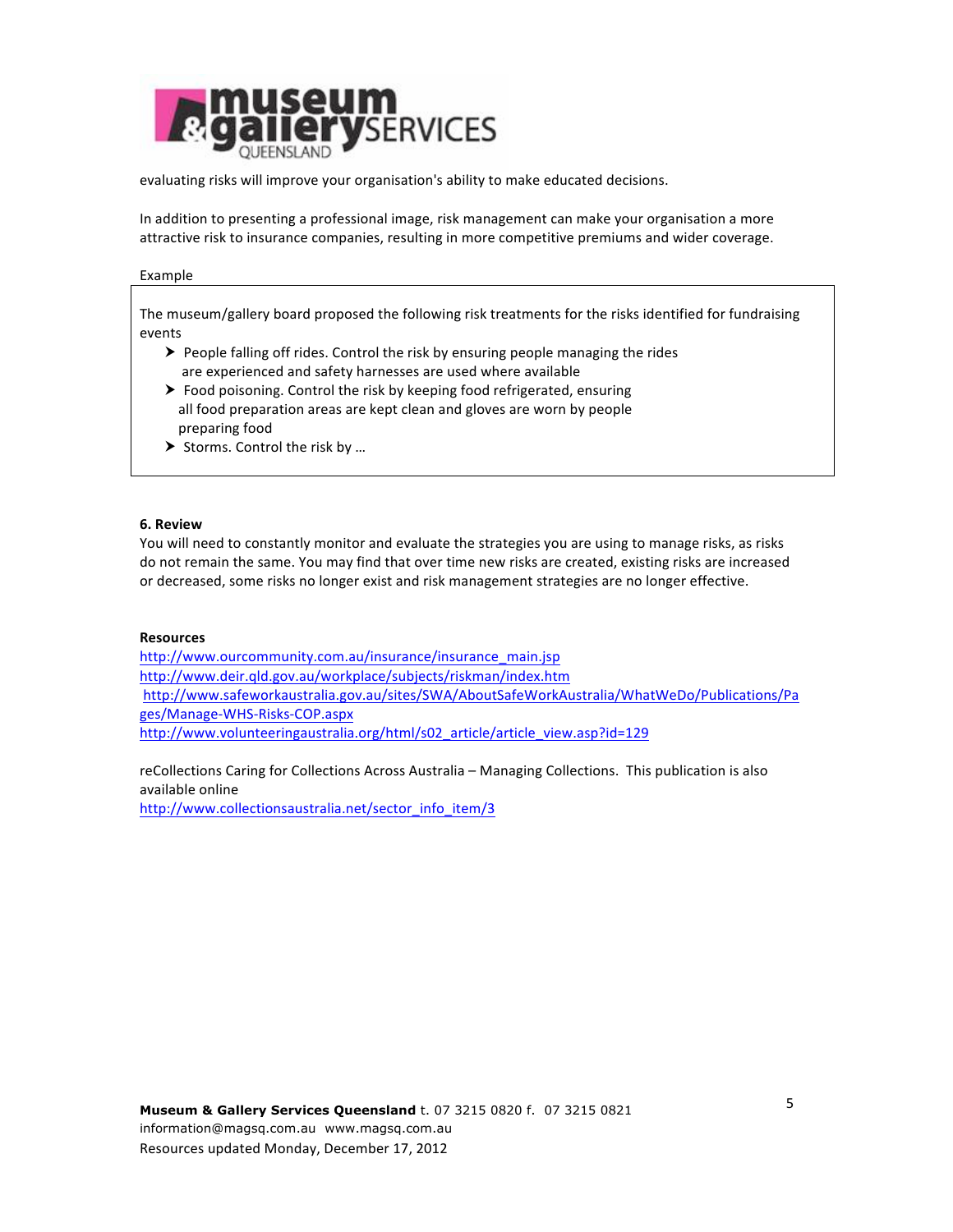evaluating risks will improve your organisation's ability to make educated decisions.

In addition to presenting a professional image, risk management can make your organisation a more attractive risk to insurance companies, resulting in more competitive premiums and wider coverage.

Example

> The museum/gallery board proposed the following risk treatments for the risks identified for fundraising events
>
> - People falling off rides. Control the risk by ensuring people managing the rides are experienced and safety harnesses are used where available
> - Food poisoning. Control the risk by keeping food refrigerated, ensuring all food preparation areas are kept clean and gloves are worn by people preparing food
> - Storms. Control the risk by …

**6. Review**

You will need to constantly monitor and evaluate the strategies you are using to manage risks, as risks do not remain the same. You may find that over time new risks are created, existing risks are increased or decreased, some risks no longer exist and risk management strategies are no longer effective.

**Resources**

http://www.ourcommunity.com.au/insurance/insurance_main.jsp
http://www.deir.qld.gov.au/workplace/subjects/riskman/index.htm
http://www.safeworkaustralia.gov.au/sites/SWA/AboutSafeWorkAustralia/WhatWeDo/Publications/Pages/Manage-WHS-Risks-COP.aspx
http://www.volunteeringaustralia.org/html/s02_article/article_view.asp?id=129

reCollections Caring for Collections Across Australia – Managing Collections. This publication is also available online
http://www.collectionsaustralia.net/sector_info_item/3

**Museum & Gallery Services Queensland** t. 07 3215 0820 f. 07 3215 0821
information@magsq.com.au www.magsq.com.au
Resources updated Monday, December 17, 2012